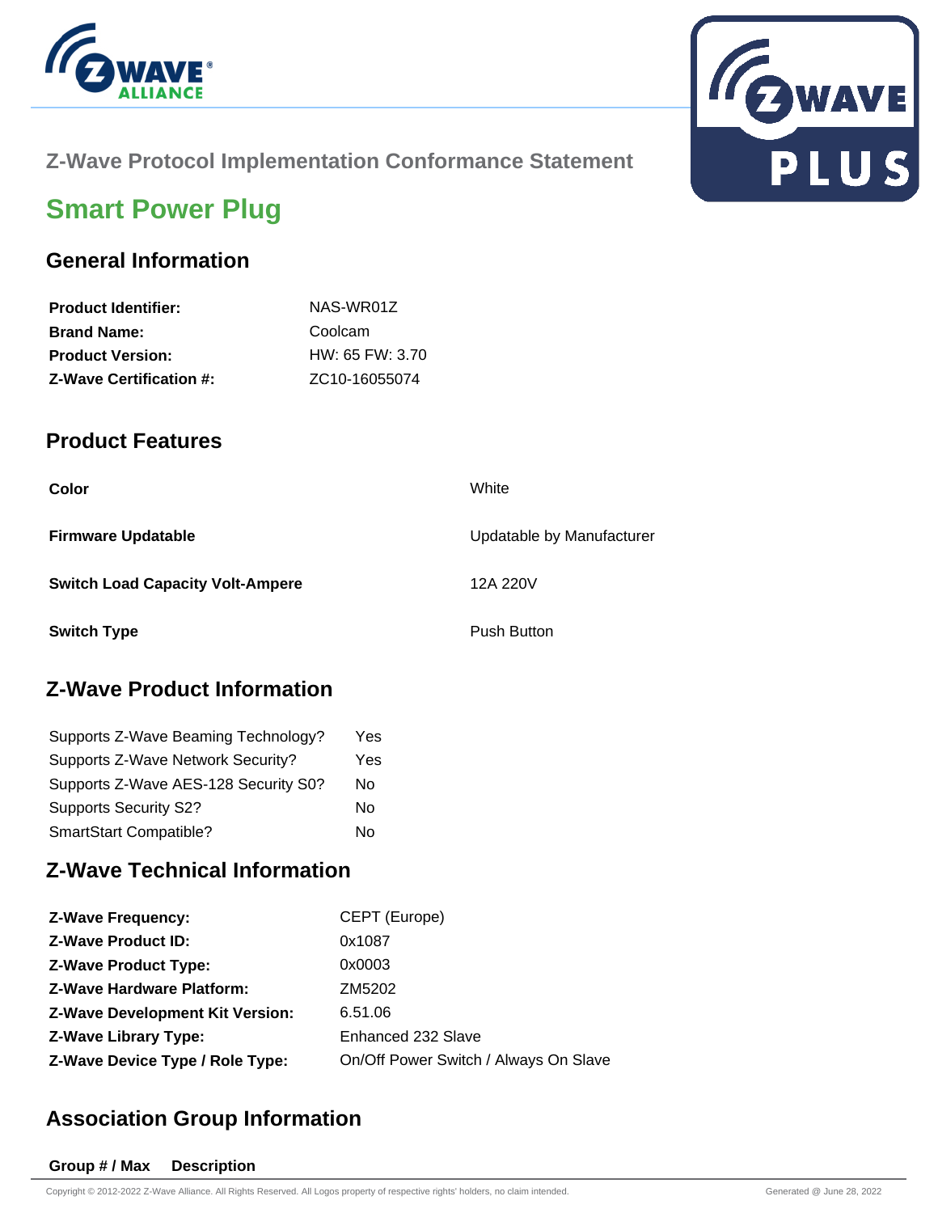Z-Wave Protocol Implementation Conformance Statement

# Smart Power Plug

## General Information

| | |
|---|---|
| **Product Identifier:** | NAS-WR01Z |
| **Brand Name:** | Coolcam |
| **Product Version:** | HW: 65 FW: 3.70 |
| **Z-Wave Certification #:** | ZC10-16055074 |

## Product Features

| | |
|---|---|
| **Color** | White |
| **Firmware Updatable** | Updatable by Manufacturer |
| **Switch Load Capacity Volt-Ampere** | 12A 220V |
| **Switch Type** | Push Button |

## Z-Wave Product Information

| | |
|---|---|
| Supports Z-Wave Beaming Technology? | Yes |
| Supports Z-Wave Network Security? | Yes |
| Supports Z-Wave AES-128 Security S0? | No |
| Supports Security S2? | No |
| SmartStart Compatible? | No |

## Z-Wave Technical Information

| | |
|---|---|
| **Z-Wave Frequency:** | CEPT (Europe) |
| **Z-Wave Product ID:** | 0x1087 |
| **Z-Wave Product Type:** | 0x0003 |
| **Z-Wave Hardware Platform:** | ZM5202 |
| **Z-Wave Development Kit Version:** | 6.51.06 |
| **Z-Wave Library Type:** | Enhanced 232 Slave |
| **Z-Wave Device Type / Role Type:** | On/Off Power Switch / Always On Slave |

## Association Group Information

| Group # / Max | Description |
|---|---|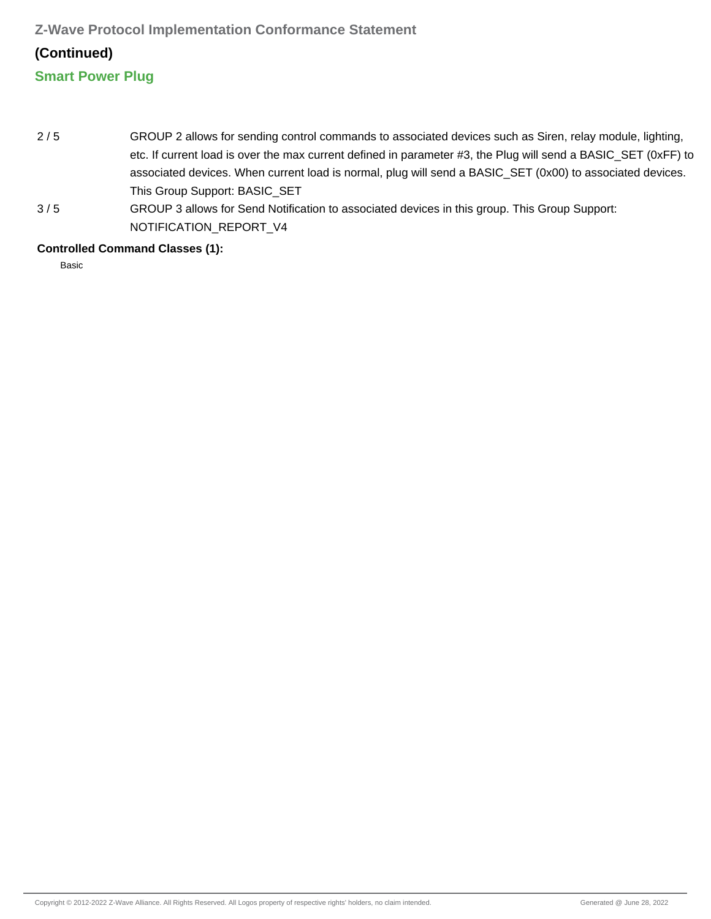# Z-Wave Protocol Implementation Conformance Statement

## (Continued)

### Smart Power Plug

| | |
|---|---|
| 2 / 5 | GROUP 2 allows for sending control commands to associated devices such as Siren, relay module, lighting, etc. If current load is over the max current defined in parameter #3, the Plug will send a BASIC_SET (0xFF) to associated devices. When current load is normal, plug will send a BASIC_SET (0x00) to associated devices. This Group Support: BASIC_SET |
| 3 / 5 | GROUP 3 allows for Send Notification to associated devices in this group. This Group Support: NOTIFICATION_REPORT_V4 |

**Controlled Command Classes (1):**

Basic